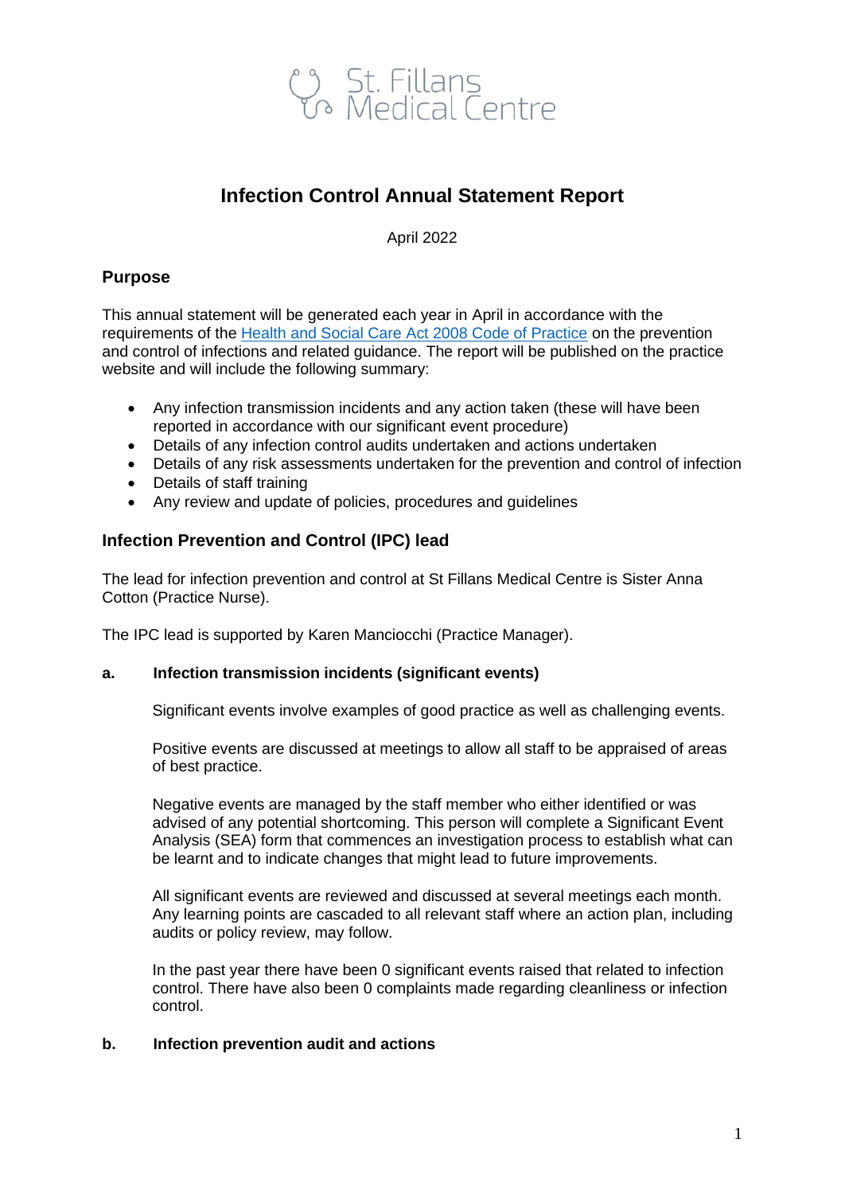St. Fillans Medical Centre

# Infection Control Annual Statement Report

April 2022

## Purpose

This annual statement will be generated each year in April in accordance with the requirements of the [Health and Social Care Act 2008 Code of Practice] on the prevention and control of infections and related guidance. The report will be published on the practice website and will include the following summary:

- Any infection transmission incidents and any action taken (these will have been reported in accordance with our significant event procedure)
- Details of any infection control audits undertaken and actions undertaken
- Details of any risk assessments undertaken for the prevention and control of infection
- Details of staff training
- Any review and update of policies, procedures and guidelines

## Infection Prevention and Control (IPC) lead

The lead for infection prevention and control at St Fillans Medical Centre is Sister Anna Cotton (Practice Nurse).

The IPC lead is supported by Karen Manciocchi (Practice Manager).

### a. Infection transmission incidents (significant events)

Significant events involve examples of good practice as well as challenging events.

Positive events are discussed at meetings to allow all staff to be appraised of areas of best practice.

Negative events are managed by the staff member who either identified or was advised of any potential shortcoming. This person will complete a Significant Event Analysis (SEA) form that commences an investigation process to establish what can be learnt and to indicate changes that might lead to future improvements.

All significant events are reviewed and discussed at several meetings each month. Any learning points are cascaded to all relevant staff where an action plan, including audits or policy review, may follow.

In the past year there have been 0 significant events raised that related to infection control. There have also been 0 complaints made regarding cleanliness or infection control.

### b. Infection prevention audit and actions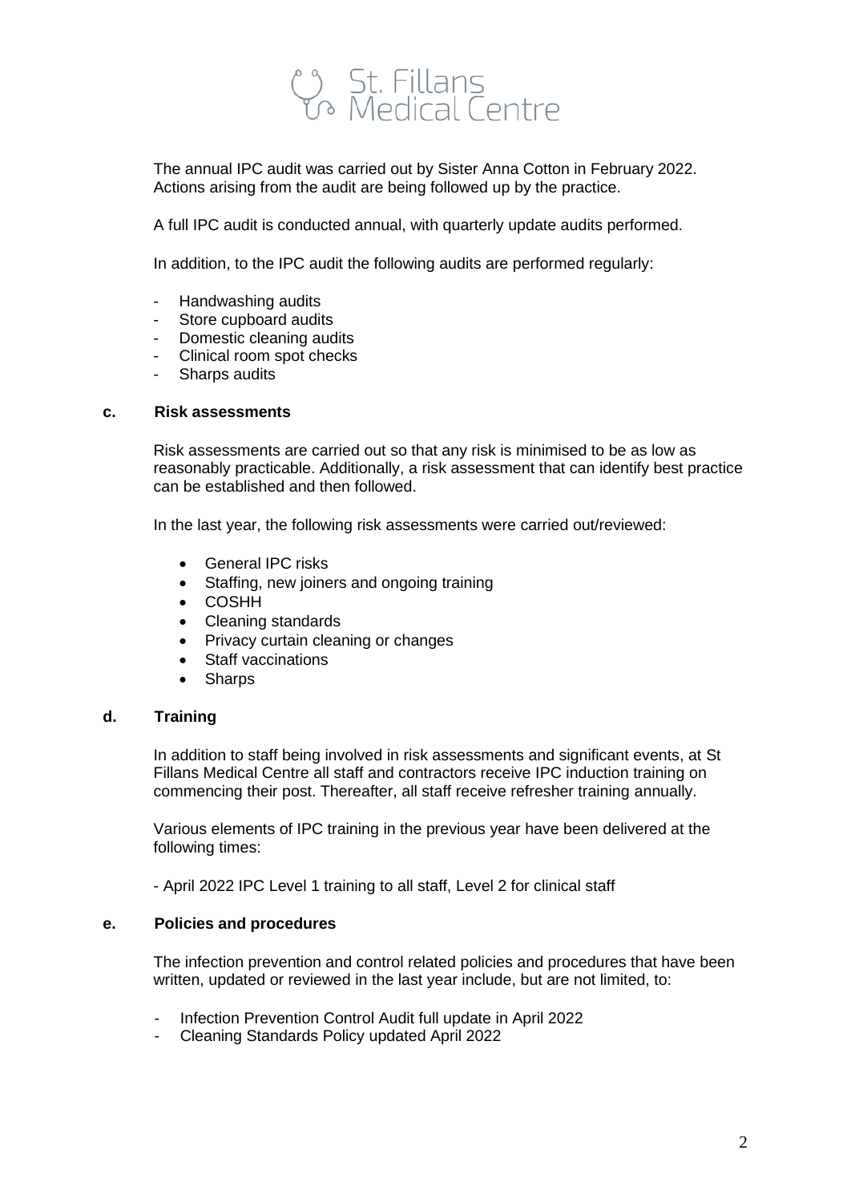The annual IPC audit was carried out by Sister Anna Cotton in February 2022. Actions arising from the audit are being followed up by the practice.

A full IPC audit is conducted annual, with quarterly update audits performed.

In addition, to the IPC audit the following audits are performed regularly:

- Handwashing audits
- Store cupboard audits
- Domestic cleaning audits
- Clinical room spot checks
- Sharps audits

### c. Risk assessments

Risk assessments are carried out so that any risk is minimised to be as low as reasonably practicable. Additionally, a risk assessment that can identify best practice can be established and then followed.

In the last year, the following risk assessments were carried out/reviewed:

- General IPC risks
- Staffing, new joiners and ongoing training
- COSHH
- Cleaning standards
- Privacy curtain cleaning or changes
- Staff vaccinations
- Sharps

### d. Training

In addition to staff being involved in risk assessments and significant events, at St Fillans Medical Centre all staff and contractors receive IPC induction training on commencing their post. Thereafter, all staff receive refresher training annually.

Various elements of IPC training in the previous year have been delivered at the following times:

- April 2022 IPC Level 1 training to all staff, Level 2 for clinical staff

### e. Policies and procedures

The infection prevention and control related policies and procedures that have been written, updated or reviewed in the last year include, but are not limited, to:

- Infection Prevention Control Audit full update in April 2022
- Cleaning Standards Policy updated April 2022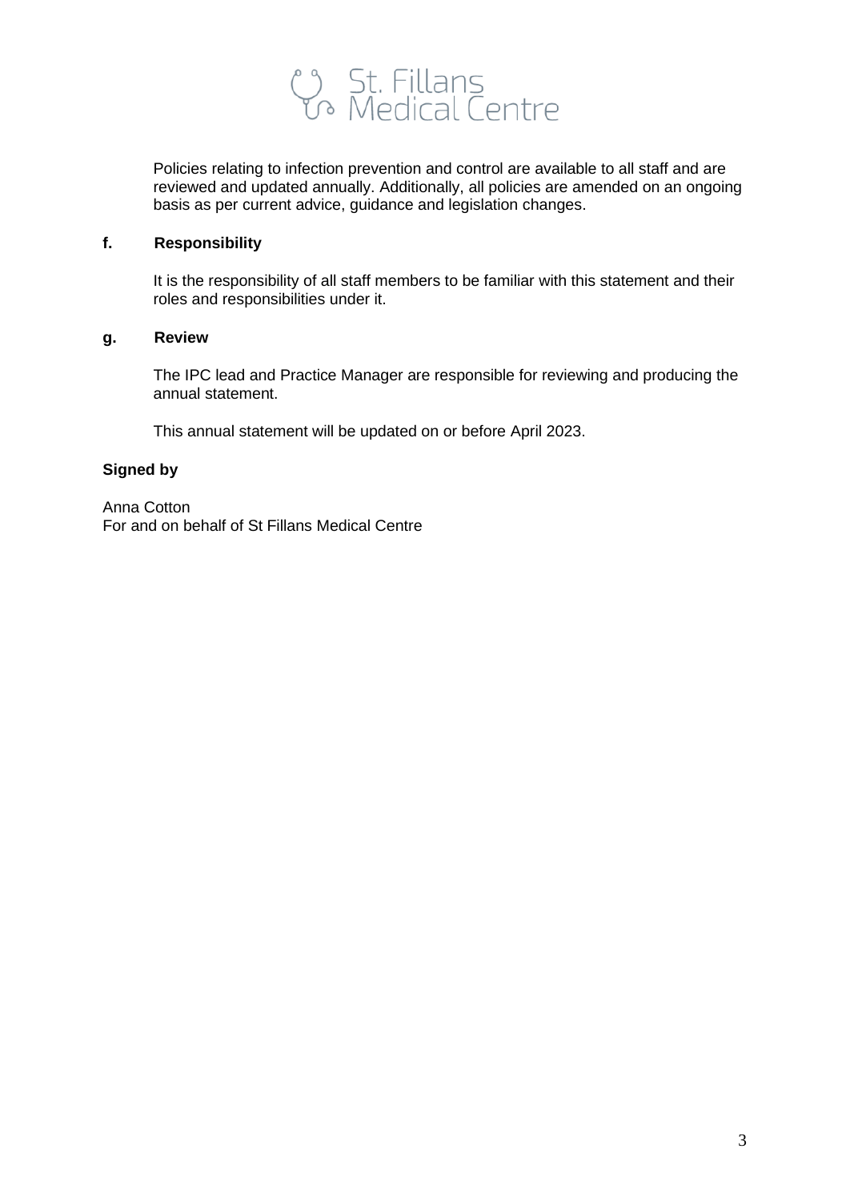Policies relating to infection prevention and control are available to all staff and are reviewed and updated annually. Additionally, all policies are amended on an ongoing basis as per current advice, guidance and legislation changes.

**f. Responsibility**

It is the responsibility of all staff members to be familiar with this statement and their roles and responsibilities under it.

**g. Review**

The IPC lead and Practice Manager are responsible for reviewing and producing the annual statement.

This annual statement will be updated on or before April 2023.

**Signed by**

Anna Cotton
For and on behalf of St Fillans Medical Centre